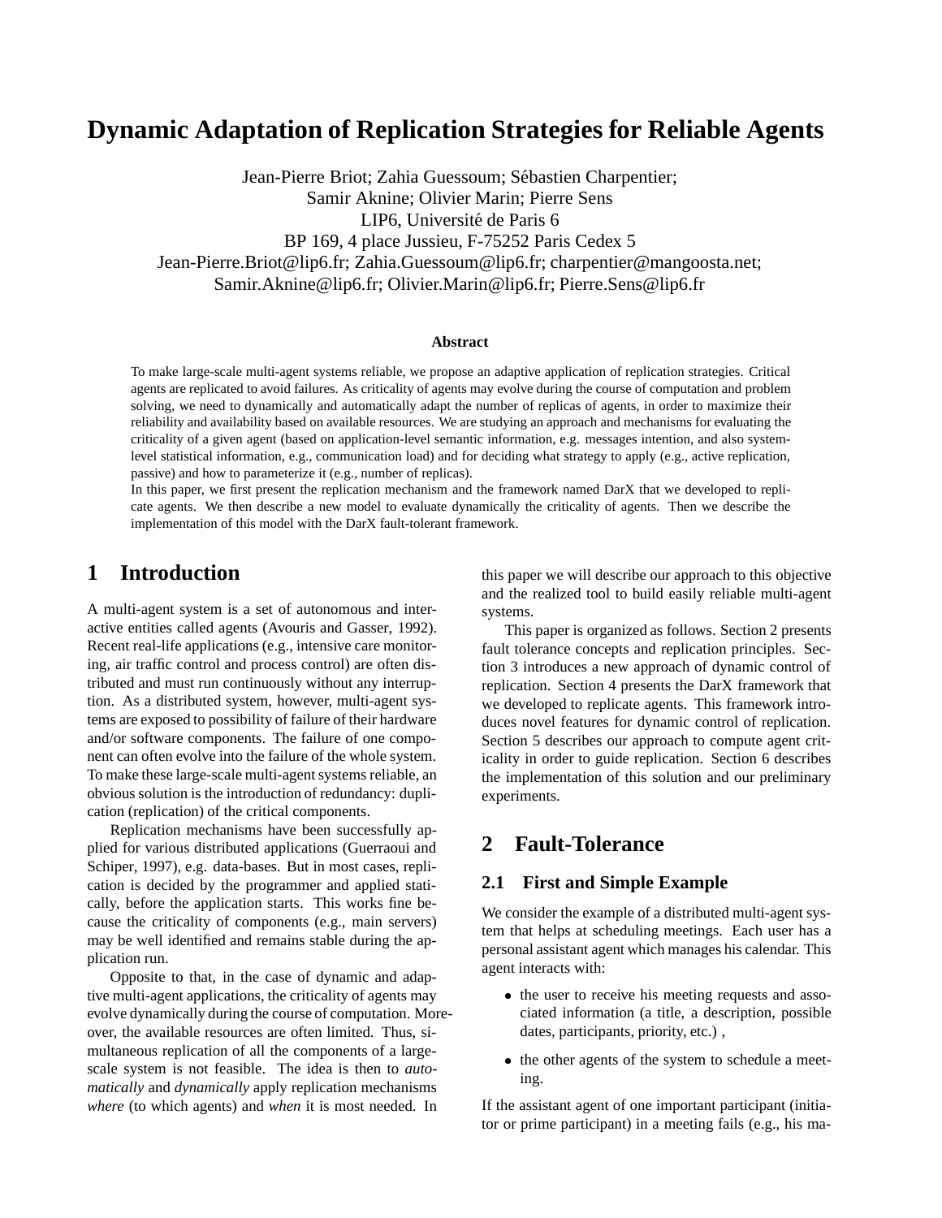# Dynamic Adaptation of Replication Strategies for Reliable Agents

Jean-Pierre Briot; Zahia Guessoum; Sébastien Charpentier;
Samir Aknine; Olivier Marin; Pierre Sens
LIP6, Université de Paris 6
BP 169, 4 place Jussieu, F-75252 Paris Cedex 5
Jean-Pierre.Briot@lip6.fr; Zahia.Guessoum@lip6.fr; charpentier@mangoosta.net;
Samir.Aknine@lip6.fr; Olivier.Marin@lip6.fr; Pierre.Sens@lip6.fr

**Abstract**

To make large-scale multi-agent systems reliable, we propose an adaptive application of replication strategies. Critical agents are replicated to avoid failures. As criticality of agents may evolve during the course of computation and problem solving, we need to dynamically and automatically adapt the number of replicas of agents, in order to maximize their reliability and availability based on available resources. We are studying an approach and mechanisms for evaluating the criticality of a given agent (based on application-level semantic information, e.g. messages intention, and also system-level statistical information, e.g., communication load) and for deciding what strategy to apply (e.g., active replication, passive) and how to parameterize it (e.g., number of replicas).
In this paper, we first present the replication mechanism and the framework named DarX that we developed to replicate agents. We then describe a new model to evaluate dynamically the criticality of agents. Then we describe the implementation of this model with the DarX fault-tolerant framework.

## 1 Introduction

A multi-agent system is a set of autonomous and interactive entities called agents (Avouris and Gasser, 1992). Recent real-life applications (e.g., intensive care monitoring, air traffic control and process control) are often distributed and must run continuously without any interruption. As a distributed system, however, multi-agent systems are exposed to possibility of failure of their hardware and/or software components. The failure of one component can often evolve into the failure of the whole system. To make these large-scale multi-agent systems reliable, an obvious solution is the introduction of redundancy: duplication (replication) of the critical components.

Replication mechanisms have been successfully applied for various distributed applications (Guerraoui and Schiper, 1997), e.g. data-bases. But in most cases, replication is decided by the programmer and applied statically, before the application starts. This works fine because the criticality of components (e.g., main servers) may be well identified and remains stable during the application run.

Opposite to that, in the case of dynamic and adaptive multi-agent applications, the criticality of agents may evolve dynamically during the course of computation. Moreover, the available resources are often limited. Thus, simultaneous replication of all the components of a large-scale system is not feasible. The idea is then to *automatically* and *dynamically* apply replication mechanisms *where* (to which agents) and *when* it is most needed. In this paper we will describe our approach to this objective and the realized tool to build easily reliable multi-agent systems.

This paper is organized as follows. Section 2 presents fault tolerance concepts and replication principles. Section 3 introduces a new approach of dynamic control of replication. Section 4 presents the DarX framework that we developed to replicate agents. This framework introduces novel features for dynamic control of replication. Section 5 describes our approach to compute agent criticality in order to guide replication. Section 6 describes the implementation of this solution and our preliminary experiments.

## 2 Fault-Tolerance

### 2.1 First and Simple Example

We consider the example of a distributed multi-agent system that helps at scheduling meetings. Each user has a personal assistant agent which manages his calendar. This agent interacts with:

- the user to receive his meeting requests and associated information (a title, a description, possible dates, participants, priority, etc.) ,
- the other agents of the system to schedule a meeting.

If the assistant agent of one important participant (initiator or prime participant) in a meeting fails (e.g., his ma-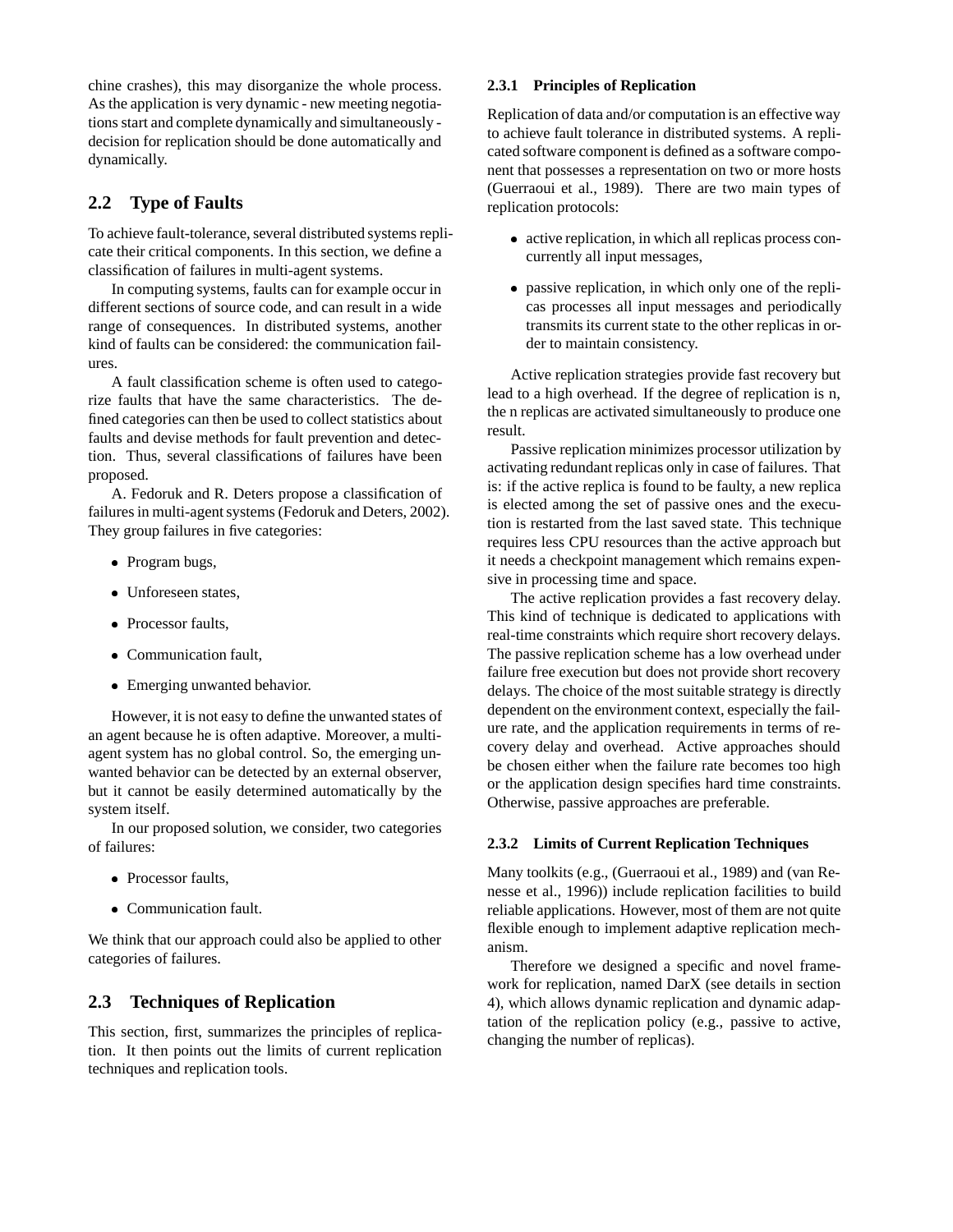chine crashes), this may disorganize the whole process. As the application is very dynamic - new meeting negotiations start and complete dynamically and simultaneously - decision for replication should be done automatically and dynamically.

## 2.2 Type of Faults

To achieve fault-tolerance, several distributed systems replicate their critical components. In this section, we define a classification of failures in multi-agent systems.

In computing systems, faults can for example occur in different sections of source code, and can result in a wide range of consequences. In distributed systems, another kind of faults can be considered: the communication failures.

A fault classification scheme is often used to categorize faults that have the same characteristics. The defined categories can then be used to collect statistics about faults and devise methods for fault prevention and detection. Thus, several classifications of failures have been proposed.

A. Fedoruk and R. Deters propose a classification of failures in multi-agent systems (Fedoruk and Deters, 2002). They group failures in five categories:

- Program bugs,
- Unforeseen states,
- Processor faults,
- Communication fault,
- Emerging unwanted behavior.

However, it is not easy to define the unwanted states of an agent because he is often adaptive. Moreover, a multi-agent system has no global control. So, the emerging unwanted behavior can be detected by an external observer, but it cannot be easily determined automatically by the system itself.

In our proposed solution, we consider, two categories of failures:

- Processor faults,
- Communication fault.

We think that our approach could also be applied to other categories of failures.

## 2.3 Techniques of Replication

This section, first, summarizes the principles of replication. It then points out the limits of current replication techniques and replication tools.

### 2.3.1 Principles of Replication

Replication of data and/or computation is an effective way to achieve fault tolerance in distributed systems. A replicated software component is defined as a software component that possesses a representation on two or more hosts (Guerraoui et al., 1989). There are two main types of replication protocols:

- active replication, in which all replicas process concurrently all input messages,
- passive replication, in which only one of the replicas processes all input messages and periodically transmits its current state to the other replicas in order to maintain consistency.

Active replication strategies provide fast recovery but lead to a high overhead. If the degree of replication is n, the n replicas are activated simultaneously to produce one result.

Passive replication minimizes processor utilization by activating redundant replicas only in case of failures. That is: if the active replica is found to be faulty, a new replica is elected among the set of passive ones and the execution is restarted from the last saved state. This technique requires less CPU resources than the active approach but it needs a checkpoint management which remains expensive in processing time and space.

The active replication provides a fast recovery delay. This kind of technique is dedicated to applications with real-time constraints which require short recovery delays. The passive replication scheme has a low overhead under failure free execution but does not provide short recovery delays. The choice of the most suitable strategy is directly dependent on the environment context, especially the failure rate, and the application requirements in terms of recovery delay and overhead. Active approaches should be chosen either when the failure rate becomes too high or the application design specifies hard time constraints. Otherwise, passive approaches are preferable.

### 2.3.2 Limits of Current Replication Techniques

Many toolkits (e.g., (Guerraoui et al., 1989) and (van Renesse et al., 1996)) include replication facilities to build reliable applications. However, most of them are not quite flexible enough to implement adaptive replication mechanism.

Therefore we designed a specific and novel framework for replication, named DarX (see details in section 4), which allows dynamic replication and dynamic adaptation of the replication policy (e.g., passive to active, changing the number of replicas).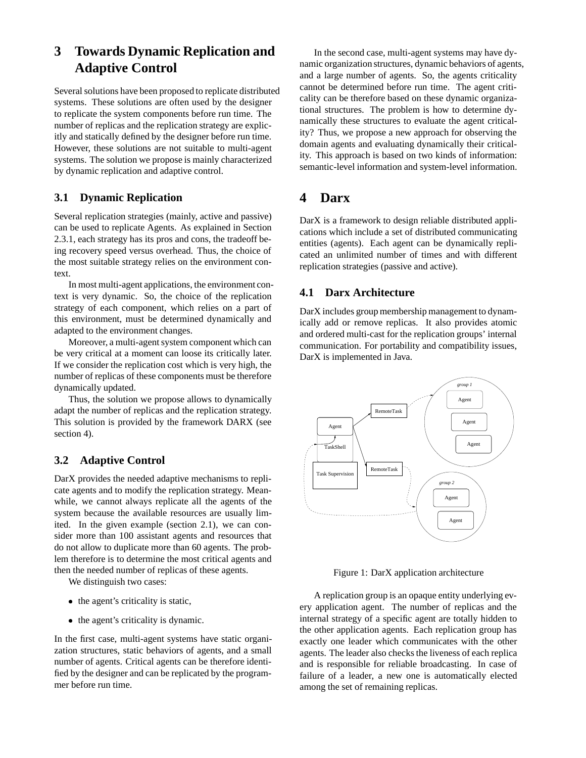## 3 Towards Dynamic Replication and Adaptive Control

Several solutions have been proposed to replicate distributed systems. These solutions are often used by the designer to replicate the system components before run time. The number of replicas and the replication strategy are explicitly and statically defined by the designer before run time. However, these solutions are not suitable to multi-agent systems. The solution we propose is mainly characterized by dynamic replication and adaptive control.

### 3.1 Dynamic Replication

Several replication strategies (mainly, active and passive) can be used to replicate Agents. As explained in Section 2.3.1, each strategy has its pros and cons, the tradeoff being recovery speed versus overhead. Thus, the choice of the most suitable strategy relies on the environment context.

In most multi-agent applications, the environment context is very dynamic. So, the choice of the replication strategy of each component, which relies on a part of this environment, must be determined dynamically and adapted to the environment changes.

Moreover, a multi-agent system component which can be very critical at a moment can loose its critically later. If we consider the replication cost which is very high, the number of replicas of these components must be therefore dynamically updated.

Thus, the solution we propose allows to dynamically adapt the number of replicas and the replication strategy. This solution is provided by the framework DARX (see section 4).

### 3.2 Adaptive Control

DarX provides the needed adaptive mechanisms to replicate agents and to modify the replication strategy. Meanwhile, we cannot always replicate all the agents of the system because the available resources are usually limited. In the given example (section 2.1), we can consider more than 100 assistant agents and resources that do not allow to duplicate more than 60 agents. The problem therefore is to determine the most critical agents and then the needed number of replicas of these agents.

We distinguish two cases:

- the agent's criticality is static,
- the agent's criticality is dynamic.

In the first case, multi-agent systems have static organization structures, static behaviors of agents, and a small number of agents. Critical agents can be therefore identified by the designer and can be replicated by the programmer before run time.

In the second case, multi-agent systems may have dynamic organization structures, dynamic behaviors of agents, and a large number of agents. So, the agents criticality cannot be determined before run time. The agent criticality can be therefore based on these dynamic organizational structures. The problem is how to determine dynamically these structures to evaluate the agent criticality? Thus, we propose a new approach for observing the domain agents and evaluating dynamically their criticality. This approach is based on two kinds of information: semantic-level information and system-level information.

## 4 Darx

DarX is a framework to design reliable distributed applications which include a set of distributed communicating entities (agents). Each agent can be dynamically replicated an unlimited number of times and with different replication strategies (passive and active).

### 4.1 Darx Architecture

DarX includes group membership management to dynamically add or remove replicas. It also provides atomic and ordered multi-cast for the replication groups' internal communication. For portability and compatibility issues, DarX is implemented in Java.

Figure 1: DarX application architecture

A replication group is an opaque entity underlying every application agent. The number of replicas and the internal strategy of a specific agent are totally hidden to the other application agents. Each replication group has exactly one leader which communicates with the other agents. The leader also checks the liveness of each replica and is responsible for reliable broadcasting. In case of failure of a leader, a new one is automatically elected among the set of remaining replicas.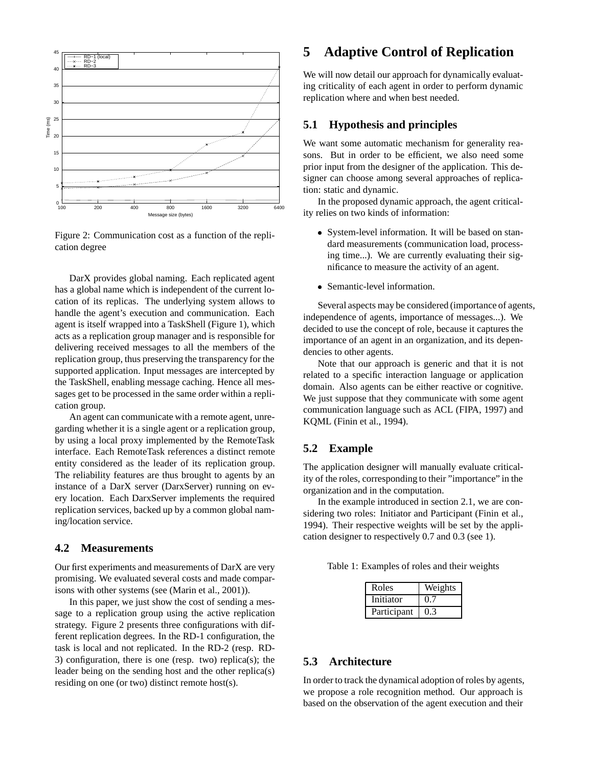Figure 2: Communication cost as a function of the replication degree

DarX provides global naming. Each replicated agent has a global name which is independent of the current location of its replicas. The underlying system allows to handle the agent's execution and communication. Each agent is itself wrapped into a TaskShell (Figure 1), which acts as a replication group manager and is responsible for delivering received messages to all the members of the replication group, thus preserving the transparency for the supported application. Input messages are intercepted by the TaskShell, enabling message caching. Hence all messages get to be processed in the same order within a replication group.

An agent can communicate with a remote agent, unregarding whether it is a single agent or a replication group, by using a local proxy implemented by the RemoteTask interface. Each RemoteTask references a distinct remote entity considered as the leader of its replication group. The reliability features are thus brought to agents by an instance of a DarX server (DarxServer) running on every location. Each DarxServer implements the required replication services, backed up by a common global naming/location service.

### 4.2 Measurements

Our first experiments and measurements of DarX are very promising. We evaluated several costs and made comparisons with other systems (see (Marin et al., 2001)).

In this paper, we just show the cost of sending a message to a replication group using the active replication strategy. Figure 2 presents three configurations with different replication degrees. In the RD-1 configuration, the task is local and not replicated. In the RD-2 (resp. RD-3) configuration, there is one (resp. two) replica(s); the leader being on the sending host and the other replica(s) residing on one (or two) distinct remote host(s).

## 5 Adaptive Control of Replication

We will now detail our approach for dynamically evaluating criticality of each agent in order to perform dynamic replication where and when best needed.

### 5.1 Hypothesis and principles

We want some automatic mechanism for generality reasons. But in order to be efficient, we also need some prior input from the designer of the application. This designer can choose among several approaches of replication: static and dynamic.

In the proposed dynamic approach, the agent criticality relies on two kinds of information:

- System-level information. It will be based on standard measurements (communication load, processing time...). We are currently evaluating their significance to measure the activity of an agent.
- Semantic-level information.

Several aspects may be considered (importance of agents, independence of agents, importance of messages...). We decided to use the concept of role, because it captures the importance of an agent in an organization, and its dependencies to other agents.

Note that our approach is generic and that it is not related to a specific interaction language or application domain. Also agents can be either reactive or cognitive. We just suppose that they communicate with some agent communication language such as ACL (FIPA, 1997) and KQML (Finin et al., 1994).

### 5.2 Example

The application designer will manually evaluate criticality of the roles, corresponding to their "importance" in the organization and in the computation.

In the example introduced in section 2.1, we are considering two roles: Initiator and Participant (Finin et al., 1994). Their respective weights will be set by the application designer to respectively 0.7 and 0.3 (see 1).

Table 1: Examples of roles and their weights

| Roles | Weights |
|---|---|
| Initiator | 0.7 |
| Participant | 0.3 |

### 5.3 Architecture

In order to track the dynamical adoption of roles by agents, we propose a role recognition method. Our approach is based on the observation of the agent execution and their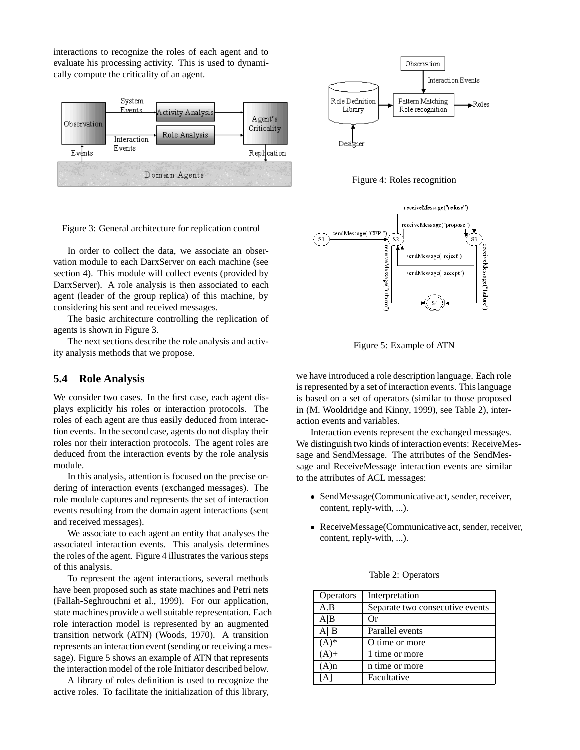interactions to recognize the roles of each agent and to evaluate his processing activity. This is used to dynamically compute the criticality of an agent.

Figure 3: General architecture for replication control

In order to collect the data, we associate an observation module to each DarxServer on each machine (see section 4). This module will collect events (provided by DarxServer). A role analysis is then associated to each agent (leader of the group replica) of this machine, by considering his sent and received messages.

The basic architecture controlling the replication of agents is shown in Figure 3.

The next sections describe the role analysis and activity analysis methods that we propose.

## 5.4 Role Analysis

We consider two cases. In the first case, each agent displays explicitly his roles or interaction protocols. The roles of each agent are thus easily deduced from interaction events. In the second case, agents do not display their roles nor their interaction protocols. The agent roles are deduced from the interaction events by the role analysis module.

In this analysis, attention is focused on the precise ordering of interaction events (exchanged messages). The role module captures and represents the set of interaction events resulting from the domain agent interactions (sent and received messages).

We associate to each agent an entity that analyses the associated interaction events. This analysis determines the roles of the agent. Figure 4 illustrates the various steps of this analysis.

To represent the agent interactions, several methods have been proposed such as state machines and Petri nets (Fallah-Seghrouchni et al., 1999). For our application, state machines provide a well suitable representation. Each role interaction model is represented by an augmented transition network (ATN) (Woods, 1970). A transition represents an interaction event (sending or receiving a message). Figure 5 shows an example of ATN that represents the interaction model of the role Initiator described below.

A library of roles definition is used to recognize the active roles. To facilitate the initialization of this library, we have introduced a role description language. Each role is represented by a set of interaction events. This language is based on a set of operators (similar to those proposed in (M. Wooldridge and Kinny, 1999), see Table 2), interaction events and variables.

Figure 4: Roles recognition

Figure 5: Example of ATN

Interaction events represent the exchanged messages. We distinguish two kinds of interaction events: ReceiveMessage and SendMessage. The attributes of the SendMessage and ReceiveMessage interaction events are similar to the attributes of ACL messages:

- SendMessage(Communicative act, sender, receiver, content, reply-with, ...).
- ReceiveMessage(Communicative act, sender, receiver, content, reply-with, ...).

Table 2: Operators

| Operators | Interpretation |
|---|---|
| A.B | Separate two consecutive events |
| A\|B | Or |
| A\|\|B | Parallel events |
| (A)* | O time or more |
| (A)+ | 1 time or more |
| (A)n | n time or more |
| [A] | Facultative |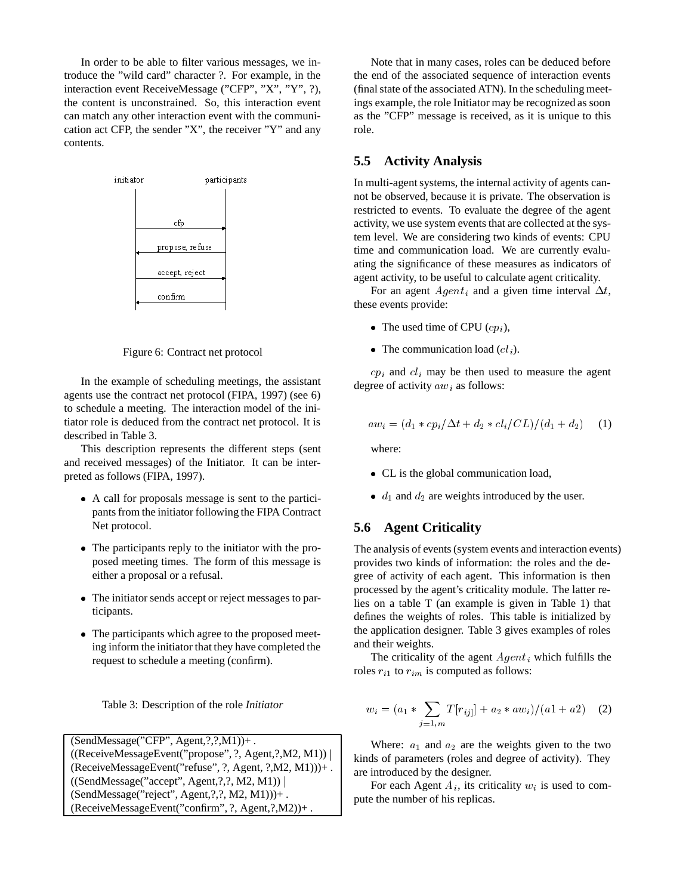In order to be able to filter various messages, we introduce the "wild card" character ?. For example, in the interaction event ReceiveMessage ("CFP", "X", "Y", ?), the content is unconstrained. So, this interaction event can match any other interaction event with the communication act CFP, the sender "X", the receiver "Y" and any contents.

Figure 6: Contract net protocol

In the example of scheduling meetings, the assistant agents use the contract net protocol (FIPA, 1997) (see 6) to schedule a meeting. The interaction model of the initiator role is deduced from the contract net protocol. It is described in Table 3.

This description represents the different steps (sent and received messages) of the Initiator. It can be interpreted as follows (FIPA, 1997).

- A call for proposals message is sent to the participants from the initiator following the FIPA Contract Net protocol.
- The participants reply to the initiator with the proposed meeting times. The form of this message is either a proposal or a refusal.
- The initiator sends accept or reject messages to participants.
- The participants which agree to the proposed meeting inform the initiator that they have completed the request to schedule a meeting (confirm).

Table 3: Description of the role *Initiator*

```
(SendMessage("CFP", Agent,?,?,M1))+ .
((ReceiveMessageEvent("propose", ?, Agent,?,M2, M1)) |
(ReceiveMessageEvent("refuse", ?, Agent, ?,M2, M1)))+ .
((SendMessage("accept", Agent,?,?, M2, M1)) |
(SendMessage("reject", Agent,?,?, M2, M1)))+ .
(ReceiveMessageEvent("confirm", ?, Agent,?,M2))+ .
```

Note that in many cases, roles can be deduced before the end of the associated sequence of interaction events (final state of the associated ATN). In the scheduling meetings example, the role Initiator may be recognized as soon as the "CFP" message is received, as it is unique to this role.

## 5.5 Activity Analysis

In multi-agent systems, the internal activity of agents cannot be observed, because it is private. The observation is restricted to events. To evaluate the degree of the agent activity, we use system events that are collected at the system level. We are considering two kinds of events: CPU time and communication load. We are currently evaluating the significance of these measures as indicators of agent activity, to be useful to calculate agent criticality.

For an agent $Agent_i$ and a given time interval $\Delta t$, these events provide:

- The used time of CPU ($cp_i$),
- The communication load ($cl_i$).

$cp_i$ and $cl_i$ may be then used to measure the agent degree of activity $aw_i$ as follows:

$$aw_i = (d_1 * cp_i/\Delta t + d_2 * cl_i/CL)/(d_1 + d_2) \quad (1)$$

where:

- CL is the global communication load,
- $d_1$ and $d_2$ are weights introduced by the user.

## 5.6 Agent Criticality

The analysis of events (system events and interaction events) provides two kinds of information: the roles and the degree of activity of each agent. This information is then processed by the agent's criticality module. The latter relies on a table T (an example is given in Table 1) that defines the weights of roles. This table is initialized by the application designer. Table 3 gives examples of roles and their weights.

The criticality of the agent $Agent_i$ which fulfills the roles $r_{i1}$ to $r_{im}$ is computed as follows:

$$w_i = (a_1 * \sum_{j=1,m} T[r_{ij}] + a_2 * aw_i)/(a1 + a2) \quad (2)$$

Where: $a_1$ and $a_2$ are the weights given to the two kinds of parameters (roles and degree of activity). They are introduced by the designer.

For each Agent $A_i$, its criticality $w_i$ is used to compute the number of his replicas.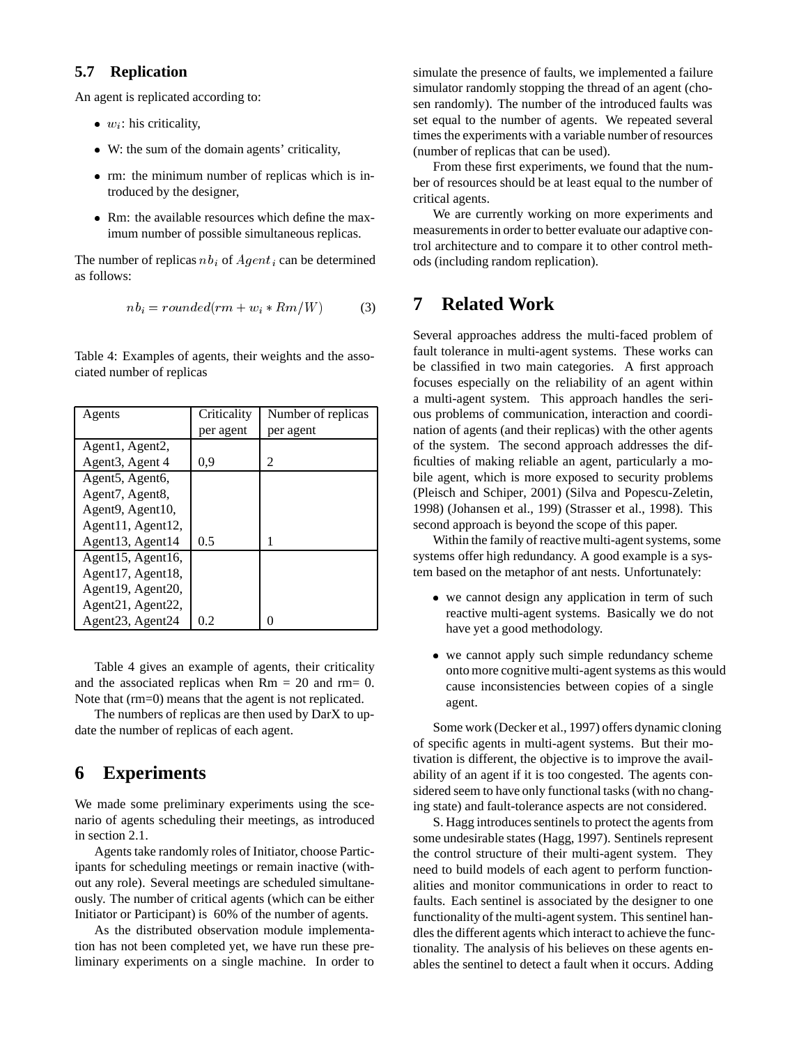### 5.7 Replication

An agent is replicated according to:

- $w_i$: his criticality,
- W: the sum of the domain agents' criticality,
- rm: the minimum number of replicas which is introduced by the designer,
- Rm: the available resources which define the maximum number of possible simultaneous replicas.

The number of replicas $nb_i$ of $Agent_i$ can be determined as follows:

$$nb_i = rounded(rm + w_i * Rm/W) \quad (3)$$

Table 4: Examples of agents, their weights and the associated number of replicas

| Agents | Criticality per agent | Number of replicas per agent |
|---|---|---|
| Agent1, Agent2, Agent3, Agent 4 | 0,9 | 2 |
| Agent5, Agent6, Agent7, Agent8, Agent9, Agent10, Agent11, Agent12, Agent13, Agent14 | 0.5 | 1 |
| Agent15, Agent16, Agent17, Agent18, Agent19, Agent20, Agent21, Agent22, Agent23, Agent24 | 0.2 | 0 |

Table 4 gives an example of agents, their criticality and the associated replicas when Rm = 20 and rm= 0. Note that (rm=0) means that the agent is not replicated.

The numbers of replicas are then used by DarX to update the number of replicas of each agent.

## 6 Experiments

We made some preliminary experiments using the scenario of agents scheduling their meetings, as introduced in section 2.1.

Agents take randomly roles of Initiator, choose Participants for scheduling meetings or remain inactive (without any role). Several meetings are scheduled simultaneously. The number of critical agents (which can be either Initiator or Participant) is 60% of the number of agents.

As the distributed observation module implementation has not been completed yet, we have run these preliminary experiments on a single machine. In order to simulate the presence of faults, we implemented a failure simulator randomly stopping the thread of an agent (chosen randomly). The number of the introduced faults was set equal to the number of agents. We repeated several times the experiments with a variable number of resources (number of replicas that can be used).

From these first experiments, we found that the number of resources should be at least equal to the number of critical agents.

We are currently working on more experiments and measurements in order to better evaluate our adaptive control architecture and to compare it to other control methods (including random replication).

## 7 Related Work

Several approaches address the multi-faced problem of fault tolerance in multi-agent systems. These works can be classified in two main categories. A first approach focuses especially on the reliability of an agent within a multi-agent system. This approach handles the serious problems of communication, interaction and coordination of agents (and their replicas) with the other agents of the system. The second approach addresses the difficulties of making reliable an agent, particularly a mobile agent, which is more exposed to security problems (Pleisch and Schiper, 2001) (Silva and Popescu-Zeletin, 1998) (Johansen et al., 199) (Strasser et al., 1998). This second approach is beyond the scope of this paper.

Within the family of reactive multi-agent systems, some systems offer high redundancy. A good example is a system based on the metaphor of ant nests. Unfortunately:

- we cannot design any application in term of such reactive multi-agent systems. Basically we do not have yet a good methodology.
- we cannot apply such simple redundancy scheme onto more cognitive multi-agent systems as this would cause inconsistencies between copies of a single agent.

Some work (Decker et al., 1997) offers dynamic cloning of specific agents in multi-agent systems. But their motivation is different, the objective is to improve the availability of an agent if it is too congested. The agents considered seem to have only functional tasks (with no changing state) and fault-tolerance aspects are not considered.

S. Hagg introduces sentinels to protect the agents from some undesirable states (Hagg, 1997). Sentinels represent the control structure of their multi-agent system. They need to build models of each agent to perform functionalities and monitor communications in order to react to faults. Each sentinel is associated by the designer to one functionality of the multi-agent system. This sentinel handles the different agents which interact to achieve the functionality. The analysis of his believes on these agents enables the sentinel to detect a fault when it occurs. Adding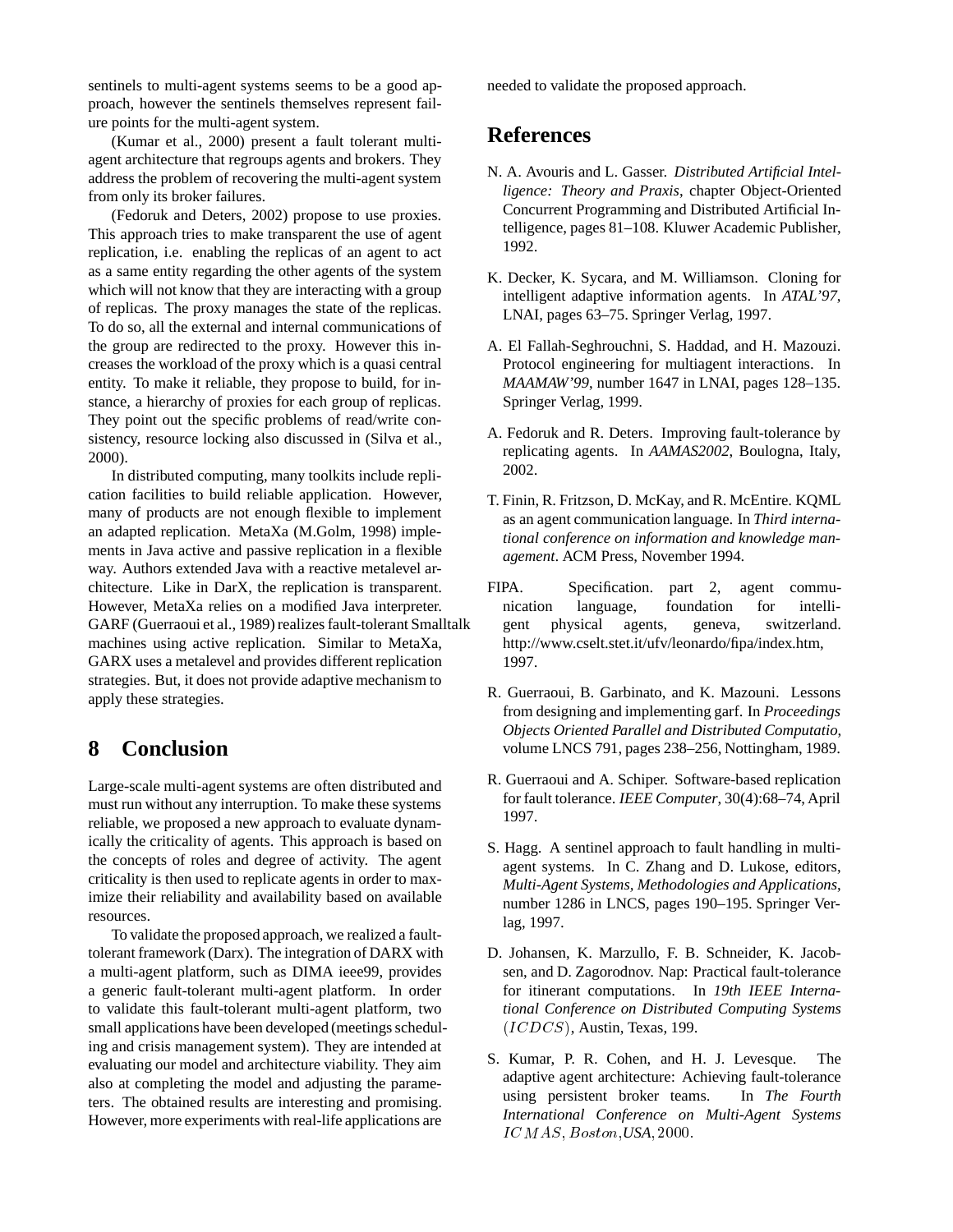sentinels to multi-agent systems seems to be a good approach, however the sentinels themselves represent failure points for the multi-agent system.

(Kumar et al., 2000) present a fault tolerant multi-agent architecture that regroups agents and brokers. They address the problem of recovering the multi-agent system from only its broker failures.

(Fedoruk and Deters, 2002) propose to use proxies. This approach tries to make transparent the use of agent replication, i.e. enabling the replicas of an agent to act as a same entity regarding the other agents of the system which will not know that they are interacting with a group of replicas. The proxy manages the state of the replicas. To do so, all the external and internal communications of the group are redirected to the proxy. However this increases the workload of the proxy which is a quasi central entity. To make it reliable, they propose to build, for instance, a hierarchy of proxies for each group of replicas. They point out the specific problems of read/write consistency, resource locking also discussed in (Silva et al., 2000).

In distributed computing, many toolkits include replication facilities to build reliable application. However, many of products are not enough flexible to implement an adapted replication. MetaXa (M.Golm, 1998) implements in Java active and passive replication in a flexible way. Authors extended Java with a reactive metalevel architecture. Like in DarX, the replication is transparent. However, MetaXa relies on a modified Java interpreter. GARF (Guerraoui et al., 1989) realizes fault-tolerant Smalltalk machines using active replication. Similar to MetaXa, GARX uses a metalevel and provides different replication strategies. But, it does not provide adaptive mechanism to apply these strategies.

## 8 Conclusion

Large-scale multi-agent systems are often distributed and must run without any interruption. To make these systems reliable, we proposed a new approach to evaluate dynamically the criticality of agents. This approach is based on the concepts of roles and degree of activity. The agent criticality is then used to replicate agents in order to maximize their reliability and availability based on available resources.

To validate the proposed approach, we realized a fault-tolerant framework (Darx). The integration of DARX with a multi-agent platform, such as DIMA ieee99, provides a generic fault-tolerant multi-agent platform. In order to validate this fault-tolerant multi-agent platform, two small applications have been developed (meetings scheduling and crisis management system). They are intended at evaluating our model and architecture viability. They aim also at completing the model and adjusting the parameters. The obtained results are interesting and promising. However, more experiments with real-life applications are needed to validate the proposed approach.

## References

N. A. Avouris and L. Gasser. *Distributed Artificial Intelligence: Theory and Praxis*, chapter Object-Oriented Concurrent Programming and Distributed Artificial Intelligence, pages 81–108. Kluwer Academic Publisher, 1992.

K. Decker, K. Sycara, and M. Williamson. Cloning for intelligent adaptive information agents. In *ATAL'97*, LNAI, pages 63–75. Springer Verlag, 1997.

A. El Fallah-Seghrouchni, S. Haddad, and H. Mazouzi. Protocol engineering for multiagent interactions. In *MAAMAW'99*, number 1647 in LNAI, pages 128–135. Springer Verlag, 1999.

A. Fedoruk and R. Deters. Improving fault-tolerance by replicating agents. In *AAMAS2002*, Boulogna, Italy, 2002.

T. Finin, R. Fritzson, D. McKay, and R. McEntire. KQML as an agent communication language. In *Third international conference on information and knowledge management*. ACM Press, November 1994.

FIPA. Specification. part 2, agent communication language, foundation for intelligent physical agents, geneva, switzerland. http://www.cselt.stet.it/ufv/leonardo/fipa/index.htm, 1997.

R. Guerraoui, B. Garbinato, and K. Mazouni. Lessons from designing and implementing garf. In *Proceedings Objects Oriented Parallel and Distributed Computatio*, volume LNCS 791, pages 238–256, Nottingham, 1989.

R. Guerraoui and A. Schiper. Software-based replication for fault tolerance. *IEEE Computer*, 30(4):68–74, April 1997.

S. Hagg. A sentinel approach to fault handling in multi-agent systems. In C. Zhang and D. Lukose, editors, *Multi-Agent Systems, Methodologies and Applications*, number 1286 in LNCS, pages 190–195. Springer Verlag, 1997.

D. Johansen, K. Marzullo, F. B. Schneider, K. Jacobsen, and D. Zagorodnov. Nap: Practical fault-tolerance for itinerant computations. In *19th IEEE International Conference on Distributed Computing Systems (ICDCS)*, Austin, Texas, 199.

S. Kumar, P. R. Cohen, and H. J. Levesque. The adaptive agent architecture: Achieving fault-tolerance using persistent broker teams. In *The Fourth International Conference on Multi-Agent Systems ICMAS, Boston, USA*, 2000.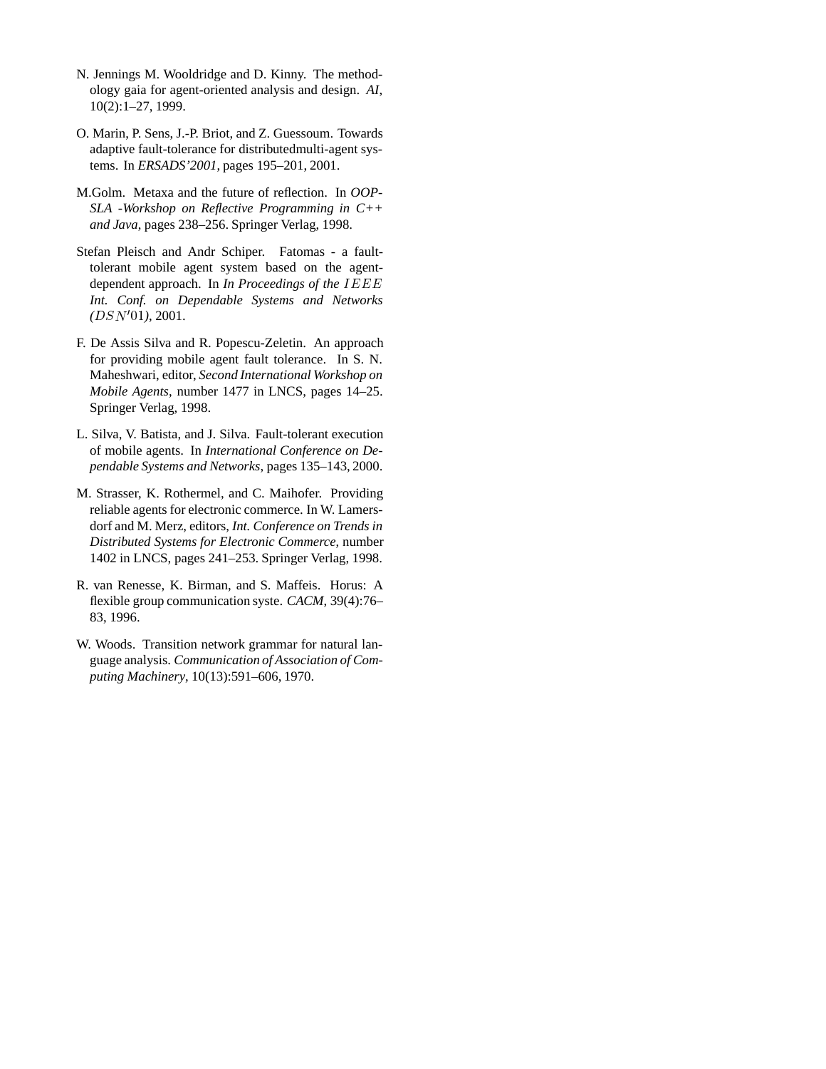N. Jennings M. Wooldridge and D. Kinny. The methodology gaia for agent-oriented analysis and design. *AI*, 10(2):1–27, 1999.

O. Marin, P. Sens, J.-P. Briot, and Z. Guessoum. Towards adaptive fault-tolerance for distributedmulti-agent systems. In *ERSADS'2001*, pages 195–201, 2001.

M.Golm. Metaxa and the future of reflection. In *OOPSLA -Workshop on Reflective Programming in C++ and Java*, pages 238–256. Springer Verlag, 1998.

Stefan Pleisch and Andr Schiper. Fatomas - a fault-tolerant mobile agent system based on the agent-dependent approach. In *In Proceedings of the $IEEE$ Int. Conf. on Dependable Systems and Networks ($DSN'01$)*, 2001.

F. De Assis Silva and R. Popescu-Zeletin. An approach for providing mobile agent fault tolerance. In S. N. Maheshwari, editor, *Second International Workshop on Mobile Agents*, number 1477 in LNCS, pages 14–25. Springer Verlag, 1998.

L. Silva, V. Batista, and J. Silva. Fault-tolerant execution of mobile agents. In *International Conference on Dependable Systems and Networks*, pages 135–143, 2000.

M. Strasser, K. Rothermel, and C. Maihofer. Providing reliable agents for electronic commerce. In W. Lamersdorf and M. Merz, editors, *Int. Conference on Trends in Distributed Systems for Electronic Commerce*, number 1402 in LNCS, pages 241–253. Springer Verlag, 1998.

R. van Renesse, K. Birman, and S. Maffeis. Horus: A flexible group communication syste. *CACM*, 39(4):76–83, 1996.

W. Woods. Transition network grammar for natural language analysis. *Communication of Association of Computing Machinery*, 10(13):591–606, 1970.